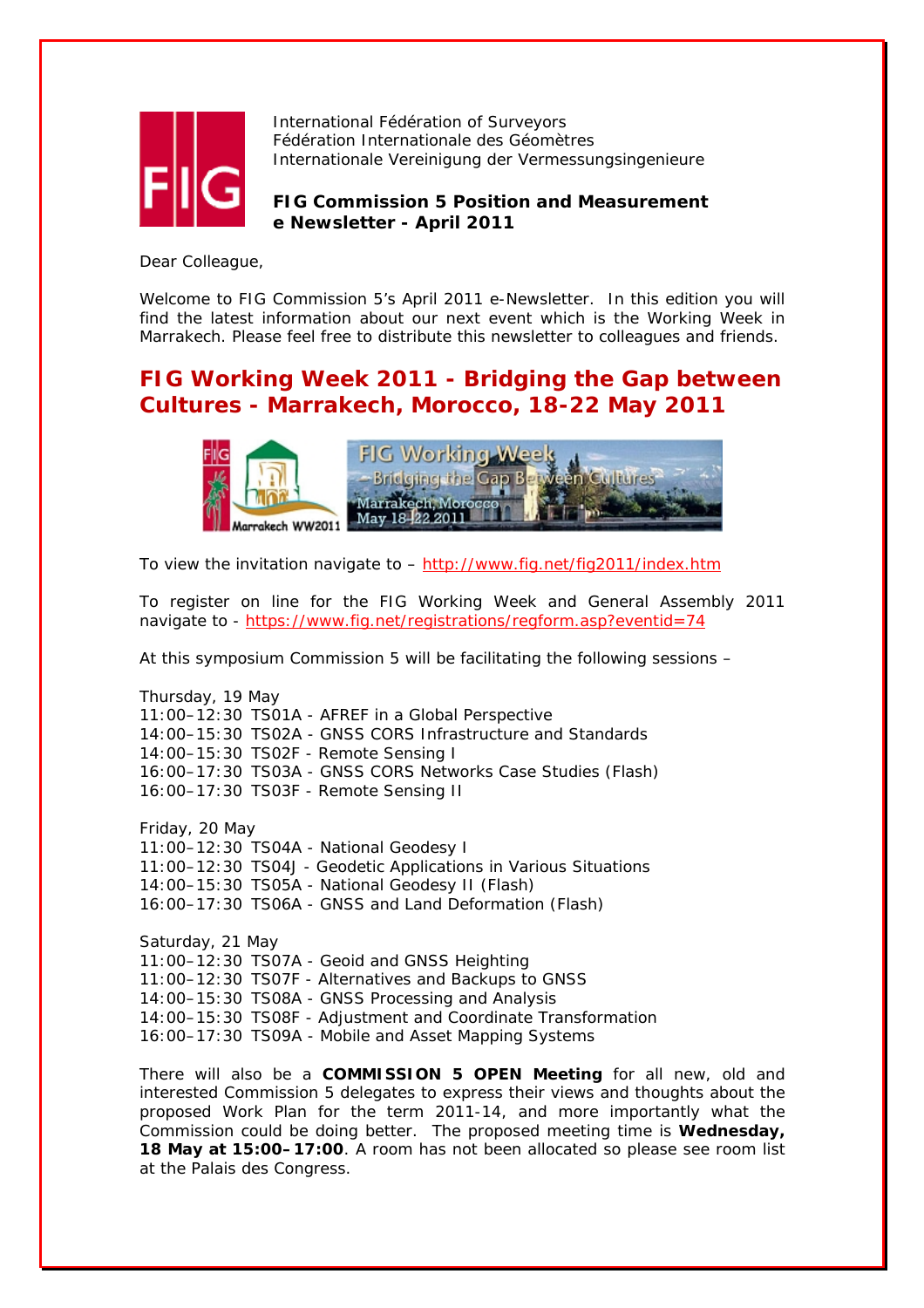International Fédération of Surveyors
Fédération Internationale des Géomètres
Internationale Vereinigung der Vermessungsingenieure

**FIG Commission 5 Position and Measurement**
**e Newsletter - April 2011**

Dear Colleague,

Welcome to FIG Commission 5's April 2011 e-Newsletter. In this edition you will find the latest information about our next event which is the Working Week in Marrakech. Please feel free to distribute this newsletter to colleagues and friends.

## FIG Working Week 2011 - Bridging the Gap between Cultures - Marrakech, Morocco, 18-22 May 2011

To view the invitation navigate to – http://www.fig.net/fig2011/index.htm

To register on line for the FIG Working Week and General Assembly 2011 navigate to - https://www.fig.net/registrations/regform.asp?eventid=74

At this symposium Commission 5 will be facilitating the following sessions –

Thursday, 19 May
11:00–12:30 TS01A - AFREF in a Global Perspective
14:00–15:30 TS02A - GNSS CORS Infrastructure and Standards
14:00–15:30 TS02F - Remote Sensing I
16:00–17:30 TS03A - GNSS CORS Networks Case Studies (Flash)
16:00–17:30 TS03F - Remote Sensing II

Friday, 20 May
11:00–12:30 TS04A - National Geodesy I
11:00–12:30 TS04J - Geodetic Applications in Various Situations
14:00–15:30 TS05A - National Geodesy II (Flash)
16:00–17:30 TS06A - GNSS and Land Deformation (Flash)

Saturday, 21 May
11:00–12:30 TS07A - Geoid and GNSS Heighting
11:00–12:30 TS07F - Alternatives and Backups to GNSS
14:00–15:30 TS08A - GNSS Processing and Analysis
14:00–15:30 TS08F - Adjustment and Coordinate Transformation
16:00–17:30 TS09A - Mobile and Asset Mapping Systems

There will also be a **COMMISSION 5 OPEN Meeting** for all new, old and interested Commission 5 delegates to express their views and thoughts about the proposed Work Plan for the term 2011-14, and more importantly what the Commission could be doing better. The proposed meeting time is **Wednesday, 18 May at 15:00–17:00**. A room has not been allocated so please see room list at the Palais des Congress.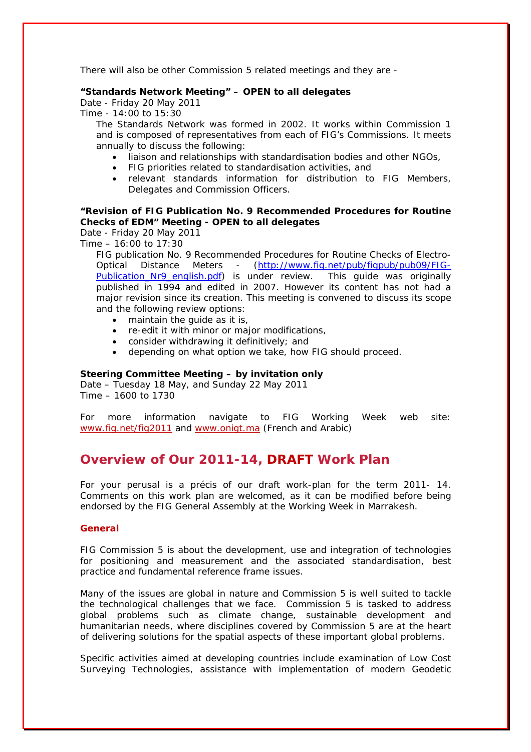There will also be other Commission 5 related meetings and they are -

**"Standards Network Meeting" – OPEN to all delegates**

Date - Friday 20 May 2011

Time - 14:00 to 15:30

The Standards Network was formed in 2002. It works within Commission 1 and is composed of representatives from each of FIG's Commissions. It meets annually to discuss the following:

- liaison and relationships with standardisation bodies and other NGOs,
- FIG priorities related to standardisation activities, and
- relevant standards information for distribution to FIG Members, Delegates and Commission Officers.

**"Revision of FIG Publication No. 9 Recommended Procedures for Routine Checks of EDM" Meeting - OPEN to all delegates**

Date - Friday 20 May 2011

Time – 16:00 to 17:30

FIG publication No. 9 Recommended Procedures for Routine Checks of Electro-Optical Distance Meters - (http://www.fig.net/pub/figpub/pub09/FIG-Publication_Nr9_english.pdf) is under review. This guide was originally published in 1994 and edited in 2007. However its content has not had a major revision since its creation. This meeting is convened to discuss its scope and the following review options:

- maintain the guide as it is,
- re-edit it with minor or major modifications,
- consider withdrawing it definitively; and
- depending on what option we take, how FIG should proceed.

**Steering Committee Meeting – by invitation only**

Date – Tuesday 18 May, and Sunday 22 May 2011

Time – 1600 to 1730

For more information navigate to FIG Working Week web site: www.fig.net/fig2011 and www.onigt.ma (French and Arabic)

## Overview of Our 2011-14, DRAFT Work Plan

For your perusal is a précis of our draft work-plan for the term 2011- 14. Comments on this work plan are welcomed, as it can be modified before being endorsed by the FIG General Assembly at the Working Week in Marrakesh.

### General

FIG Commission 5 is about the development, use and integration of technologies for positioning and measurement and the associated standardisation, best practice and fundamental reference frame issues.

Many of the issues are global in nature and Commission 5 is well suited to tackle the technological challenges that we face. Commission 5 is tasked to address global problems such as climate change, sustainable development and humanitarian needs, where disciplines covered by Commission 5 are at the heart of delivering solutions for the spatial aspects of these important global problems.

Specific activities aimed at developing countries include examination of Low Cost Surveying Technologies, assistance with implementation of modern Geodetic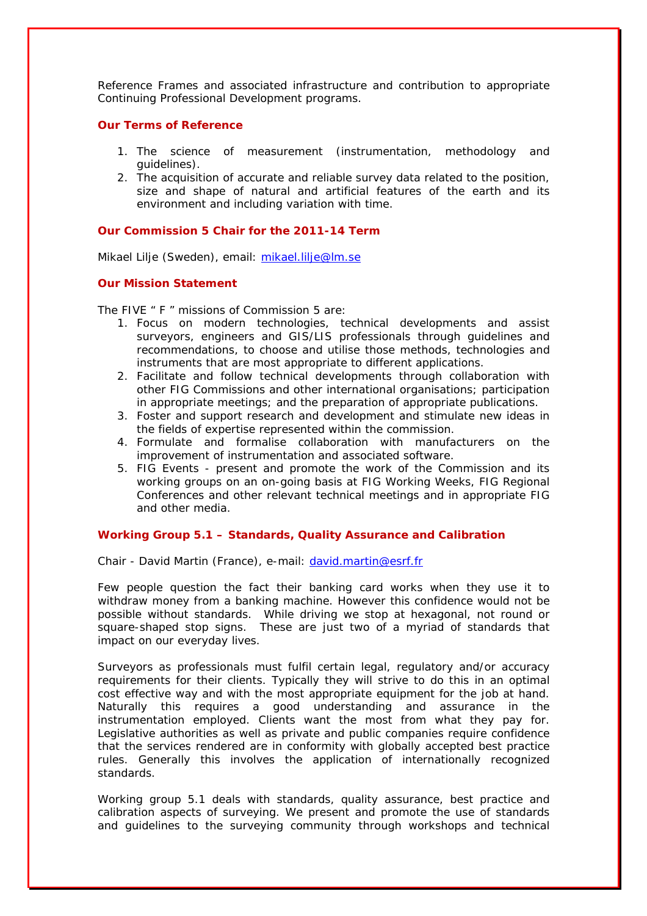Reference Frames and associated infrastructure and contribution to appropriate Continuing Professional Development programs.

### Our Terms of Reference

1. The science of measurement (instrumentation, methodology and guidelines).
2. The acquisition of accurate and reliable survey data related to the position, size and shape of natural and artificial features of the earth and its environment and including variation with time.

### Our Commission 5 Chair for the 2011-14 Term

Mikael Lilje (Sweden), email: mikael.lilje@lm.se

### Our Mission Statement

The FIVE " F " missions of Commission 5 are:

1. Focus on modern technologies, technical developments and assist surveyors, engineers and GIS/LIS professionals through guidelines and recommendations, to choose and utilise those methods, technologies and instruments that are most appropriate to different applications.
2. Facilitate and follow technical developments through collaboration with other FIG Commissions and other international organisations; participation in appropriate meetings; and the preparation of appropriate publications.
3. Foster and support research and development and stimulate new ideas in the fields of expertise represented within the commission.
4. Formulate and formalise collaboration with manufacturers on the improvement of instrumentation and associated software.
5. FIG Events - present and promote the work of the Commission and its working groups on an on-going basis at FIG Working Weeks, FIG Regional Conferences and other relevant technical meetings and in appropriate FIG and other media.

### Working Group 5.1 – Standards, Quality Assurance and Calibration

Chair - David Martin (France), e-mail: david.martin@esrf.fr

Few people question the fact their banking card works when they use it to withdraw money from a banking machine. However this confidence would not be possible without standards. While driving we stop at hexagonal, not round or square-shaped stop signs. These are just two of a myriad of standards that impact on our everyday lives.

Surveyors as professionals must fulfil certain legal, regulatory and/or accuracy requirements for their clients. Typically they will strive to do this in an optimal cost effective way and with the most appropriate equipment for the job at hand. Naturally this requires a good understanding and assurance in the instrumentation employed. Clients want the most from what they pay for. Legislative authorities as well as private and public companies require confidence that the services rendered are in conformity with globally accepted best practice rules. Generally this involves the application of internationally recognized standards.

Working group 5.1 deals with standards, quality assurance, best practice and calibration aspects of surveying. We present and promote the use of standards and guidelines to the surveying community through workshops and technical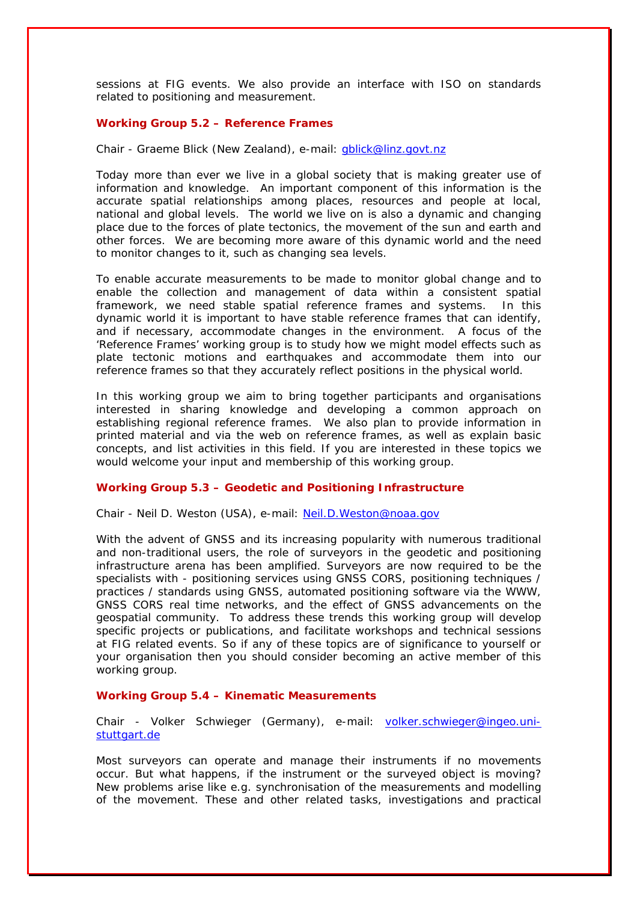sessions at FIG events. We also provide an interface with ISO on standards related to positioning and measurement.

### Working Group 5.2 – Reference Frames

Chair - Graeme Blick (New Zealand), e-mail: gblick@linz.govt.nz

Today more than ever we live in a global society that is making greater use of information and knowledge. An important component of this information is the accurate spatial relationships among places, resources and people at local, national and global levels. The world we live on is also a dynamic and changing place due to the forces of plate tectonics, the movement of the sun and earth and other forces. We are becoming more aware of this dynamic world and the need to monitor changes to it, such as changing sea levels.

To enable accurate measurements to be made to monitor global change and to enable the collection and management of data within a consistent spatial framework, we need stable spatial reference frames and systems. In this dynamic world it is important to have stable reference frames that can identify, and if necessary, accommodate changes in the environment. A focus of the 'Reference Frames' working group is to study how we might model effects such as plate tectonic motions and earthquakes and accommodate them into our reference frames so that they accurately reflect positions in the physical world.

In this working group we aim to bring together participants and organisations interested in sharing knowledge and developing a common approach on establishing regional reference frames. We also plan to provide information in printed material and via the web on reference frames, as well as explain basic concepts, and list activities in this field. If you are interested in these topics we would welcome your input and membership of this working group.

### Working Group 5.3 – Geodetic and Positioning Infrastructure

Chair - Neil D. Weston (USA), e-mail: Neil.D.Weston@noaa.gov

With the advent of GNSS and its increasing popularity with numerous traditional and non-traditional users, the role of surveyors in the geodetic and positioning infrastructure arena has been amplified. Surveyors are now required to be the specialists with - positioning services using GNSS CORS, positioning techniques / practices / standards using GNSS, automated positioning software via the WWW, GNSS CORS real time networks, and the effect of GNSS advancements on the geospatial community. To address these trends this working group will develop specific projects or publications, and facilitate workshops and technical sessions at FIG related events. So if any of these topics are of significance to yourself or your organisation then you should consider becoming an active member of this working group.

### Working Group 5.4 – Kinematic Measurements

Chair - Volker Schwieger (Germany), e-mail: volker.schwieger@ingeo.uni-stuttgart.de

Most surveyors can operate and manage their instruments if no movements occur. But what happens, if the instrument or the surveyed object is moving? New problems arise like e.g. synchronisation of the measurements and modelling of the movement. These and other related tasks, investigations and practical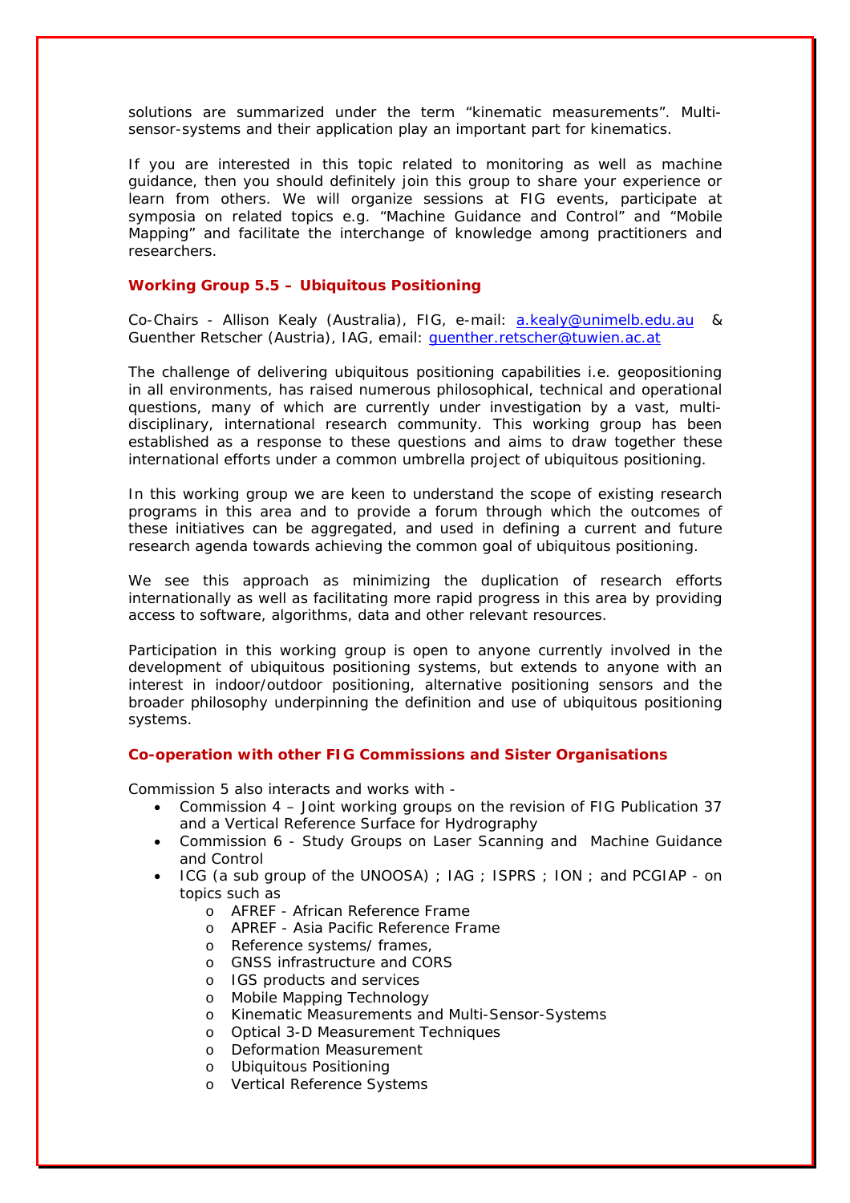solutions are summarized under the term "kinematic measurements". Multi-sensor-systems and their application play an important part for kinematics.

If you are interested in this topic related to monitoring as well as machine guidance, then you should definitely join this group to share your experience or learn from others. We will organize sessions at FIG events, participate at symposia on related topics e.g. "Machine Guidance and Control" and "Mobile Mapping" and facilitate the interchange of knowledge among practitioners and researchers.

### Working Group 5.5 – Ubiquitous Positioning

Co-Chairs - Allison Kealy (Australia), FIG, e-mail: a.kealy@unimelb.edu.au & Guenther Retscher (Austria), IAG, email: guenther.retscher@tuwien.ac.at

The challenge of delivering ubiquitous positioning capabilities i.e. geopositioning in all environments, has raised numerous philosophical, technical and operational questions, many of which are currently under investigation by a vast, multi-disciplinary, international research community. This working group has been established as a response to these questions and aims to draw together these international efforts under a common umbrella project of ubiquitous positioning.

In this working group we are keen to understand the scope of existing research programs in this area and to provide a forum through which the outcomes of these initiatives can be aggregated, and used in defining a current and future research agenda towards achieving the common goal of ubiquitous positioning.

We see this approach as minimizing the duplication of research efforts internationally as well as facilitating more rapid progress in this area by providing access to software, algorithms, data and other relevant resources.

Participation in this working group is open to anyone currently involved in the development of ubiquitous positioning systems, but extends to anyone with an interest in indoor/outdoor positioning, alternative positioning sensors and the broader philosophy underpinning the definition and use of ubiquitous positioning systems.

### Co-operation with other FIG Commissions and Sister Organisations

Commission 5 also interacts and works with -

- Commission 4 – Joint working groups on the revision of FIG Publication 37 and a Vertical Reference Surface for Hydrography
- Commission 6 - Study Groups on Laser Scanning and Machine Guidance and Control
- ICG (a sub group of the UNOOSA) ; IAG ; ISPRS ; ION ; and PCGIAP - on topics such as
  - AFREF - African Reference Frame
  - APREF - Asia Pacific Reference Frame
  - Reference systems/ frames,
  - GNSS infrastructure and CORS
  - IGS products and services
  - Mobile Mapping Technology
  - Kinematic Measurements and Multi-Sensor-Systems
  - Optical 3-D Measurement Techniques
  - Deformation Measurement
  - Ubiquitous Positioning
  - Vertical Reference Systems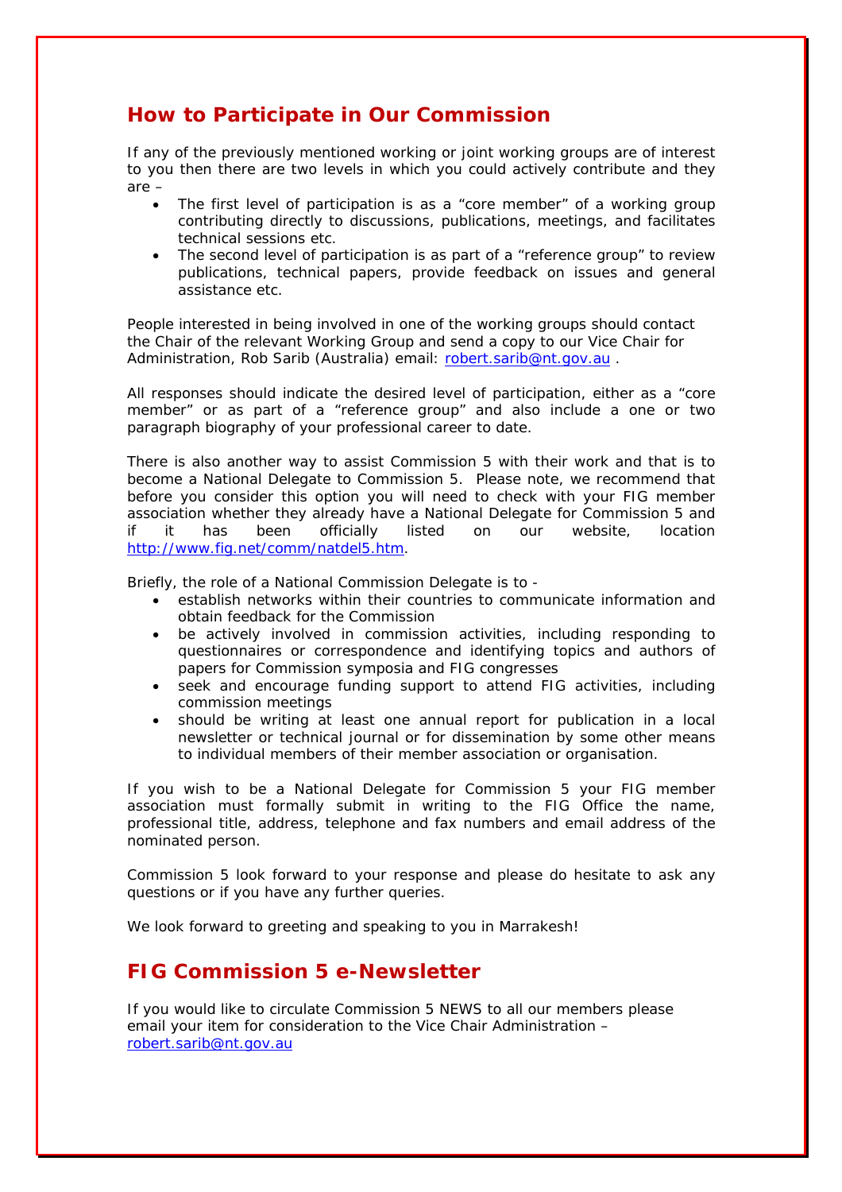## How to Participate in Our Commission

If any of the previously mentioned working or joint working groups are of interest to you then there are two levels in which you could actively contribute and they are –

- The first level of participation is as a "core member" of a working group contributing directly to discussions, publications, meetings, and facilitates technical sessions etc.
- The second level of participation is as part of a "reference group" to review publications, technical papers, provide feedback on issues and general assistance etc.

People interested in being involved in one of the working groups should contact the Chair of the relevant Working Group and send a copy to our Vice Chair for Administration, Rob Sarib (Australia) email: robert.sarib@nt.gov.au .

All responses should indicate the desired level of participation, either as a "core member" or as part of a "reference group" and also include a one or two paragraph biography of your professional career to date.

There is also another way to assist Commission 5 with their work and that is to become a National Delegate to Commission 5. Please note, we recommend that before you consider this option you will need to check with your FIG member association whether they already have a National Delegate for Commission 5 and if it has been officially listed on our website, location http://www.fig.net/comm/natdel5.htm.

Briefly, the role of a National Commission Delegate is to -

- establish networks within their countries to communicate information and obtain feedback for the Commission
- be actively involved in commission activities, including responding to questionnaires or correspondence and identifying topics and authors of papers for Commission symposia and FIG congresses
- seek and encourage funding support to attend FIG activities, including commission meetings
- should be writing at least one annual report for publication in a local newsletter or technical journal or for dissemination by some other means to individual members of their member association or organisation.

If you wish to be a National Delegate for Commission 5 your FIG member association must formally submit in writing to the FIG Office the name, professional title, address, telephone and fax numbers and email address of the nominated person.

Commission 5 look forward to your response and please do hesitate to ask any questions or if you have any further queries.

We look forward to greeting and speaking to you in Marrakesh!

## FIG Commission 5 e-Newsletter

If you would like to circulate Commission 5 NEWS to all our members please email your item for consideration to the Vice Chair Administration – robert.sarib@nt.gov.au